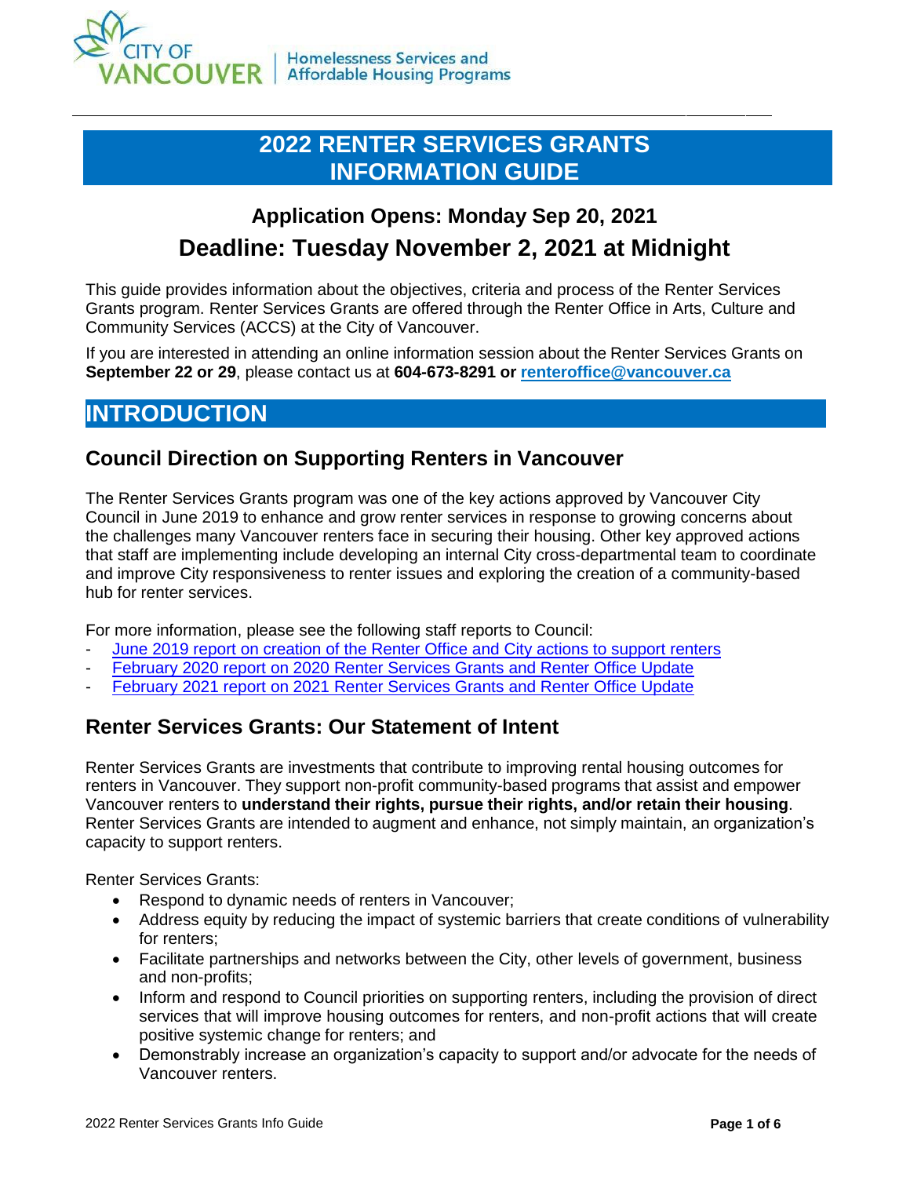# 2022 RENTER SERVICES GRANTS INFORMATION GUIDE

## Application Opens: Monday Sep 20, 2021

## Deadline: Tuesday November 2, 2021 at Midnight

This guide provides information about the objectives, criteria and process of the Renter Services Grants program. Renter Services Grants are offered through the Renter Office in Arts, Culture and Community Services (ACCS) at the City of Vancouver.

If you are interested in attending an online information session about the Renter Services Grants on **September 22 or 29**, please contact us at **604-673-8291 or renteroffice@vancouver.ca**

# INTRODUCTION

## Council Direction on Supporting Renters in Vancouver

The Renter Services Grants program was one of the key actions approved by Vancouver City Council in June 2019 to enhance and grow renter services in response to growing concerns about the challenges many Vancouver renters face in securing their housing. Other key approved actions that staff are implementing include developing an internal City cross-departmental team to coordinate and improve City responsiveness to renter issues and exploring the creation of a community-based hub for renter services.

For more information, please see the following staff reports to Council:

- June 2019 report on creation of the Renter Office and City actions to support renters
- February 2020 report on 2020 Renter Services Grants and Renter Office Update
- February 2021 report on 2021 Renter Services Grants and Renter Office Update

## Renter Services Grants: Our Statement of Intent

Renter Services Grants are investments that contribute to improving rental housing outcomes for renters in Vancouver. They support non-profit community-based programs that assist and empower Vancouver renters to **understand their rights, pursue their rights, and/or retain their housing**. Renter Services Grants are intended to augment and enhance, not simply maintain, an organization's capacity to support renters.

Renter Services Grants:

- Respond to dynamic needs of renters in Vancouver;
- Address equity by reducing the impact of systemic barriers that create conditions of vulnerability for renters;
- Facilitate partnerships and networks between the City, other levels of government, business and non-profits;
- Inform and respond to Council priorities on supporting renters, including the provision of direct services that will improve housing outcomes for renters, and non-profit actions that will create positive systemic change for renters; and
- Demonstrably increase an organization's capacity to support and/or advocate for the needs of Vancouver renters.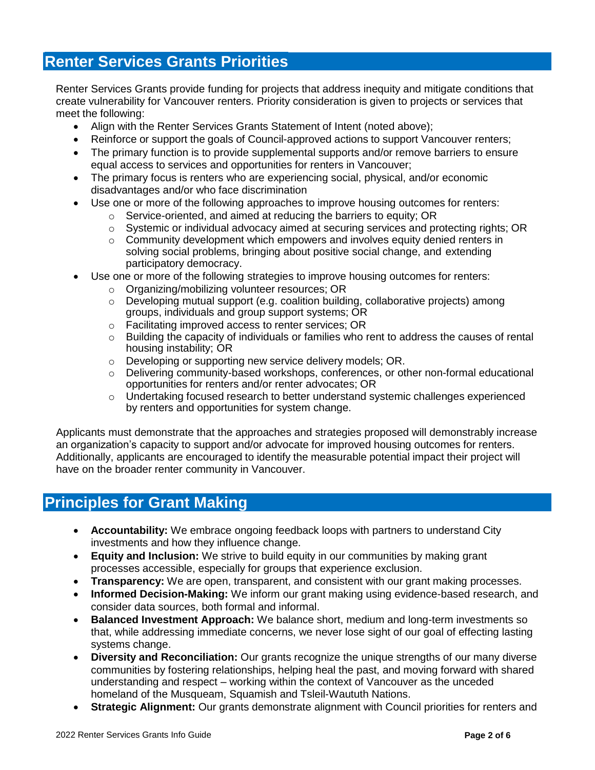## Renter Services Grants Priorities

Renter Services Grants provide funding for projects that address inequity and mitigate conditions that create vulnerability for Vancouver renters. Priority consideration is given to projects or services that meet the following:

- Align with the Renter Services Grants Statement of Intent (noted above);
- Reinforce or support the goals of Council-approved actions to support Vancouver renters;
- The primary function is to provide supplemental supports and/or remove barriers to ensure equal access to services and opportunities for renters in Vancouver;
- The primary focus is renters who are experiencing social, physical, and/or economic disadvantages and/or who face discrimination
- Use one or more of the following approaches to improve housing outcomes for renters:
  - Service-oriented, and aimed at reducing the barriers to equity; OR
  - Systemic or individual advocacy aimed at securing services and protecting rights; OR
  - Community development which empowers and involves equity denied renters in solving social problems, bringing about positive social change, and extending participatory democracy.
- Use one or more of the following strategies to improve housing outcomes for renters:
  - Organizing/mobilizing volunteer resources; OR
  - Developing mutual support (e.g. coalition building, collaborative projects) among groups, individuals and group support systems; OR
  - Facilitating improved access to renter services; OR
  - Building the capacity of individuals or families who rent to address the causes of rental housing instability; OR
  - Developing or supporting new service delivery models; OR.
  - Delivering community-based workshops, conferences, or other non-formal educational opportunities for renters and/or renter advocates; OR
  - Undertaking focused research to better understand systemic challenges experienced by renters and opportunities for system change.

Applicants must demonstrate that the approaches and strategies proposed will demonstrably increase an organization's capacity to support and/or advocate for improved housing outcomes for renters. Additionally, applicants are encouraged to identify the measurable potential impact their project will have on the broader renter community in Vancouver.

## Principles for Grant Making

- **Accountability:** We embrace ongoing feedback loops with partners to understand City investments and how they influence change.
- **Equity and Inclusion:** We strive to build equity in our communities by making grant processes accessible, especially for groups that experience exclusion.
- **Transparency:** We are open, transparent, and consistent with our grant making processes.
- **Informed Decision-Making:** We inform our grant making using evidence-based research, and consider data sources, both formal and informal.
- **Balanced Investment Approach:** We balance short, medium and long-term investments so that, while addressing immediate concerns, we never lose sight of our goal of effecting lasting systems change.
- **Diversity and Reconciliation:** Our grants recognize the unique strengths of our many diverse communities by fostering relationships, helping heal the past, and moving forward with shared understanding and respect – working within the context of Vancouver as the unceded homeland of the Musqueam, Squamish and Tsleil-Waututh Nations.
- **Strategic Alignment:** Our grants demonstrate alignment with Council priorities for renters and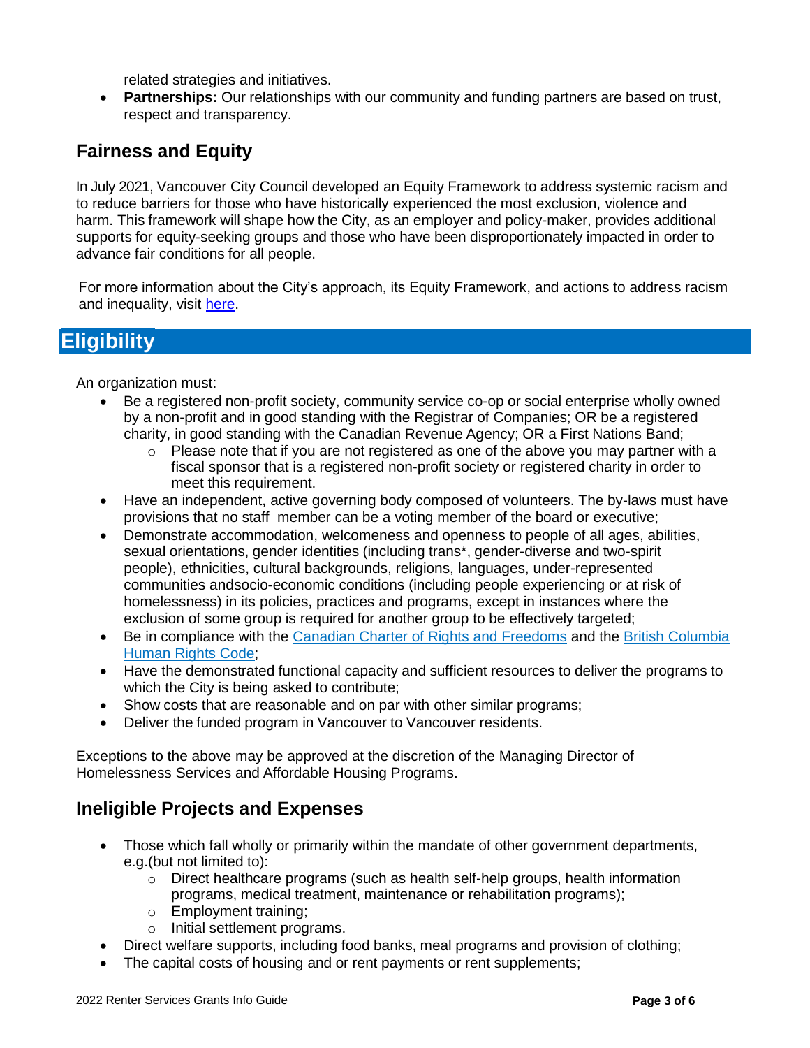related strategies and initiatives.

- **Partnerships:** Our relationships with our community and funding partners are based on trust, respect and transparency.

## Fairness and Equity

In July 2021, Vancouver City Council developed an Equity Framework to address systemic racism and to reduce barriers for those who have historically experienced the most exclusion, violence and harm. This framework will shape how the City, as an employer and policy-maker, provides additional supports for equity-seeking groups and those who have been disproportionately impacted in order to advance fair conditions for all people.

For more information about the City's approach, its Equity Framework, and actions to address racism and inequality, visit [here](here).

# Eligibility

An organization must:

- Be a registered non-profit society, community service co-op or social enterprise wholly owned by a non-profit and in good standing with the Registrar of Companies; OR be a registered charity, in good standing with the Canadian Revenue Agency; OR a First Nations Band;
  - Please note that if you are not registered as one of the above you may partner with a fiscal sponsor that is a registered non-profit society or registered charity in order to meet this requirement.
- Have an independent, active governing body composed of volunteers. The by-laws must have provisions that no staff member can be a voting member of the board or executive;
- Demonstrate accommodation, welcomeness and openness to people of all ages, abilities, sexual orientations, gender identities (including trans*, gender-diverse and two-spirit people), ethnicities, cultural backgrounds, religions, languages, under-represented communities andsocio-economic conditions (including people experiencing or at risk of homelessness) in its policies, practices and programs, except in instances where the exclusion of some group is required for another group to be effectively targeted;
- Be in compliance with the Canadian Charter of Rights and Freedoms and the British Columbia Human Rights Code;
- Have the demonstrated functional capacity and sufficient resources to deliver the programs to which the City is being asked to contribute;
- Show costs that are reasonable and on par with other similar programs;
- Deliver the funded program in Vancouver to Vancouver residents.

Exceptions to the above may be approved at the discretion of the Managing Director of Homelessness Services and Affordable Housing Programs.

## Ineligible Projects and Expenses

- Those which fall wholly or primarily within the mandate of other government departments, e.g.(but not limited to):
  - Direct healthcare programs (such as health self-help groups, health information programs, medical treatment, maintenance or rehabilitation programs);
  - Employment training;
  - Initial settlement programs.
- Direct welfare supports, including food banks, meal programs and provision of clothing;
- The capital costs of housing and or rent payments or rent supplements;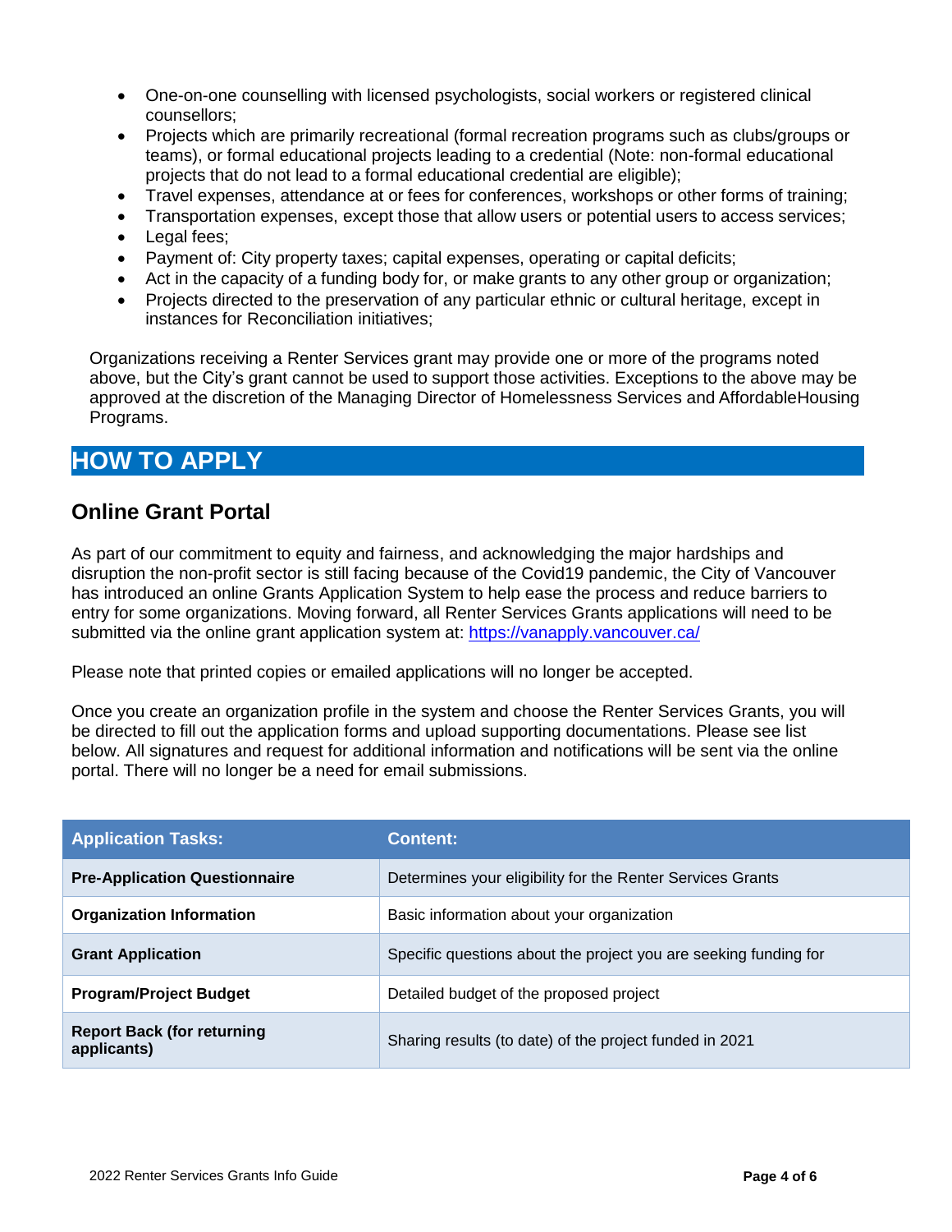- One-on-one counselling with licensed psychologists, social workers or registered clinical counsellors;
- Projects which are primarily recreational (formal recreation programs such as clubs/groups or teams), or formal educational projects leading to a credential (Note: non-formal educational projects that do not lead to a formal educational credential are eligible);
- Travel expenses, attendance at or fees for conferences, workshops or other forms of training;
- Transportation expenses, except those that allow users or potential users to access services;
- Legal fees;
- Payment of: City property taxes; capital expenses, operating or capital deficits;
- Act in the capacity of a funding body for, or make grants to any other group or organization;
- Projects directed to the preservation of any particular ethnic or cultural heritage, except in instances for Reconciliation initiatives;

Organizations receiving a Renter Services grant may provide one or more of the programs noted above, but the City's grant cannot be used to support those activities. Exceptions to the above may be approved at the discretion of the Managing Director of Homelessness Services and AffordableHousing Programs.

# HOW TO APPLY

## Online Grant Portal

As part of our commitment to equity and fairness, and acknowledging the major hardships and disruption the non-profit sector is still facing because of the Covid19 pandemic, the City of Vancouver has introduced an online Grants Application System to help ease the process and reduce barriers to entry for some organizations. Moving forward, all Renter Services Grants applications will need to be submitted via the online grant application system at: https://vanapply.vancouver.ca/

Please note that printed copies or emailed applications will no longer be accepted.

Once you create an organization profile in the system and choose the Renter Services Grants, you will be directed to fill out the application forms and upload supporting documentations. Please see list below. All signatures and request for additional information and notifications will be sent via the online portal. There will no longer be a need for email submissions.

| Application Tasks: | Content: |
|---|---|
| **Pre-Application Questionnaire** | Determines your eligibility for the Renter Services Grants |
| **Organization Information** | Basic information about your organization |
| **Grant Application** | Specific questions about the project you are seeking funding for |
| **Program/Project Budget** | Detailed budget of the proposed project |
| **Report Back (for returning applicants)** | Sharing results (to date) of the project funded in 2021 |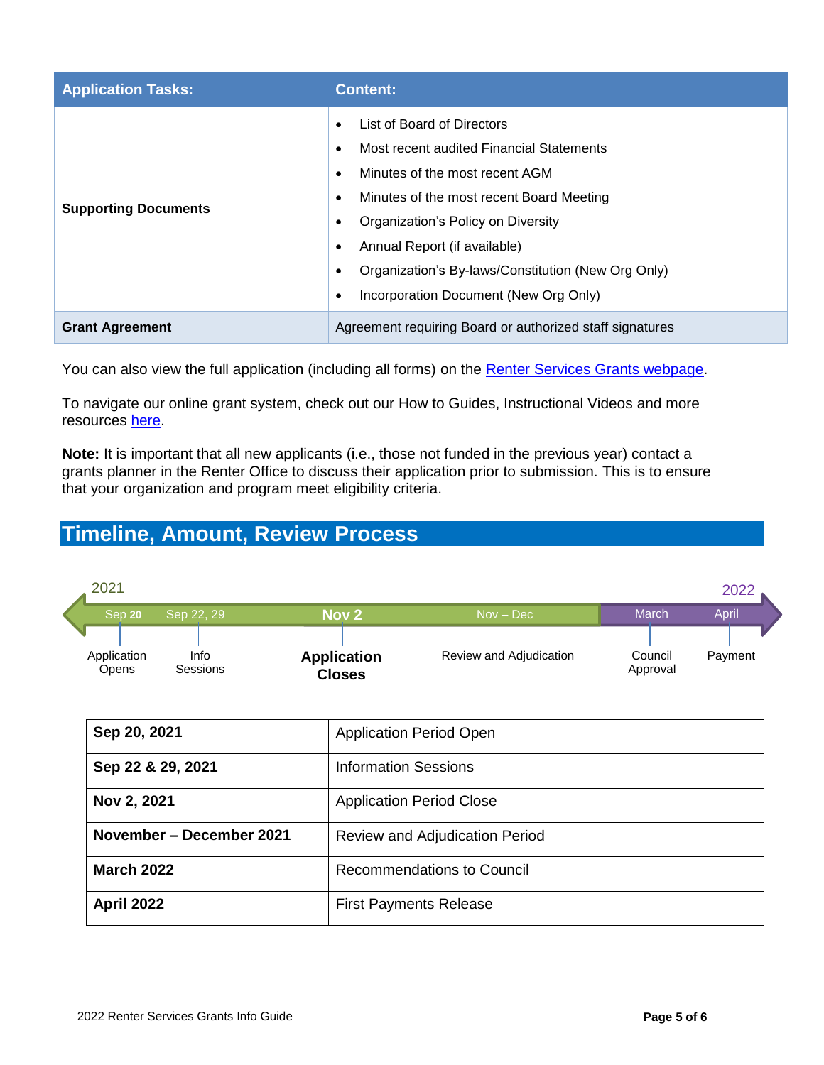| Application Tasks: | Content: |
| --- | --- |
| **Supporting Documents** | • List of Board of Directors<br>• Most recent audited Financial Statements<br>• Minutes of the most recent AGM<br>• Minutes of the most recent Board Meeting<br>• Organization's Policy on Diversity<br>• Annual Report (if available)<br>• Organization's By-laws/Constitution (New Org Only)<br>• Incorporation Document (New Org Only) |
| **Grant Agreement** | Agreement requiring Board or authorized staff signatures |

You can also view the full application (including all forms) on the [Renter Services Grants webpage]().

To navigate our online grant system, check out our How to Guides, Instructional Videos and more resources [here]().

**Note:** It is important that all new applicants (i.e., those not funded in the previous year) contact a grants planner in the Renter Office to discuss their application prior to submission. This is to ensure that your organization and program meet eligibility criteria.

## Timeline, Amount, Review Process

2021 — Sep 20: Application Opens — Sep 22, 29: Info Sessions — **Nov 2: Application Closes** — Nov – Dec: Review and Adjudication

2022 — March: Council Approval — April: Payment

| **Sep 20, 2021** | Application Period Open |
| --- | --- |
| **Sep 22 & 29, 2021** | Information Sessions |
| **Nov 2, 2021** | Application Period Close |
| **November – December 2021** | Review and Adjudication Period |
| **March 2022** | Recommendations to Council |
| **April 2022** | First Payments Release |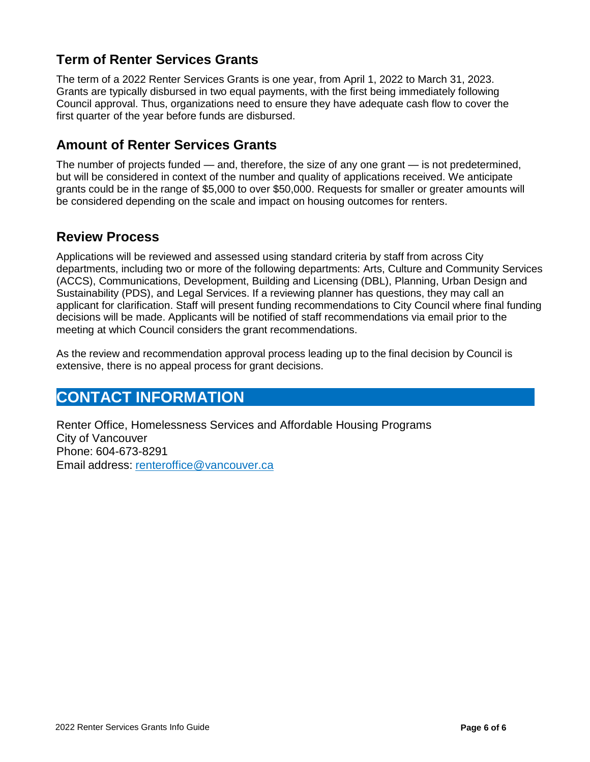## Term of Renter Services Grants

The term of a 2022 Renter Services Grants is one year, from April 1, 2022 to March 31, 2023. Grants are typically disbursed in two equal payments, with the first being immediately following Council approval. Thus, organizations need to ensure they have adequate cash flow to cover the first quarter of the year before funds are disbursed.

## Amount of Renter Services Grants

The number of projects funded — and, therefore, the size of any one grant — is not predetermined, but will be considered in context of the number and quality of applications received. We anticipate grants could be in the range of $5,000 to over $50,000. Requests for smaller or greater amounts will be considered depending on the scale and impact on housing outcomes for renters.

## Review Process

Applications will be reviewed and assessed using standard criteria by staff from across City departments, including two or more of the following departments: Arts, Culture and Community Services (ACCS), Communications, Development, Building and Licensing (DBL), Planning, Urban Design and Sustainability (PDS), and Legal Services. If a reviewing planner has questions, they may call an applicant for clarification. Staff will present funding recommendations to City Council where final funding decisions will be made. Applicants will be notified of staff recommendations via email prior to the meeting at which Council considers the grant recommendations.

As the review and recommendation approval process leading up to the final decision by Council is extensive, there is no appeal process for grant decisions.

# CONTACT INFORMATION

Renter Office, Homelessness Services and Affordable Housing Programs
City of Vancouver
Phone: 604-673-8291
Email address: renteroffice@vancouver.ca